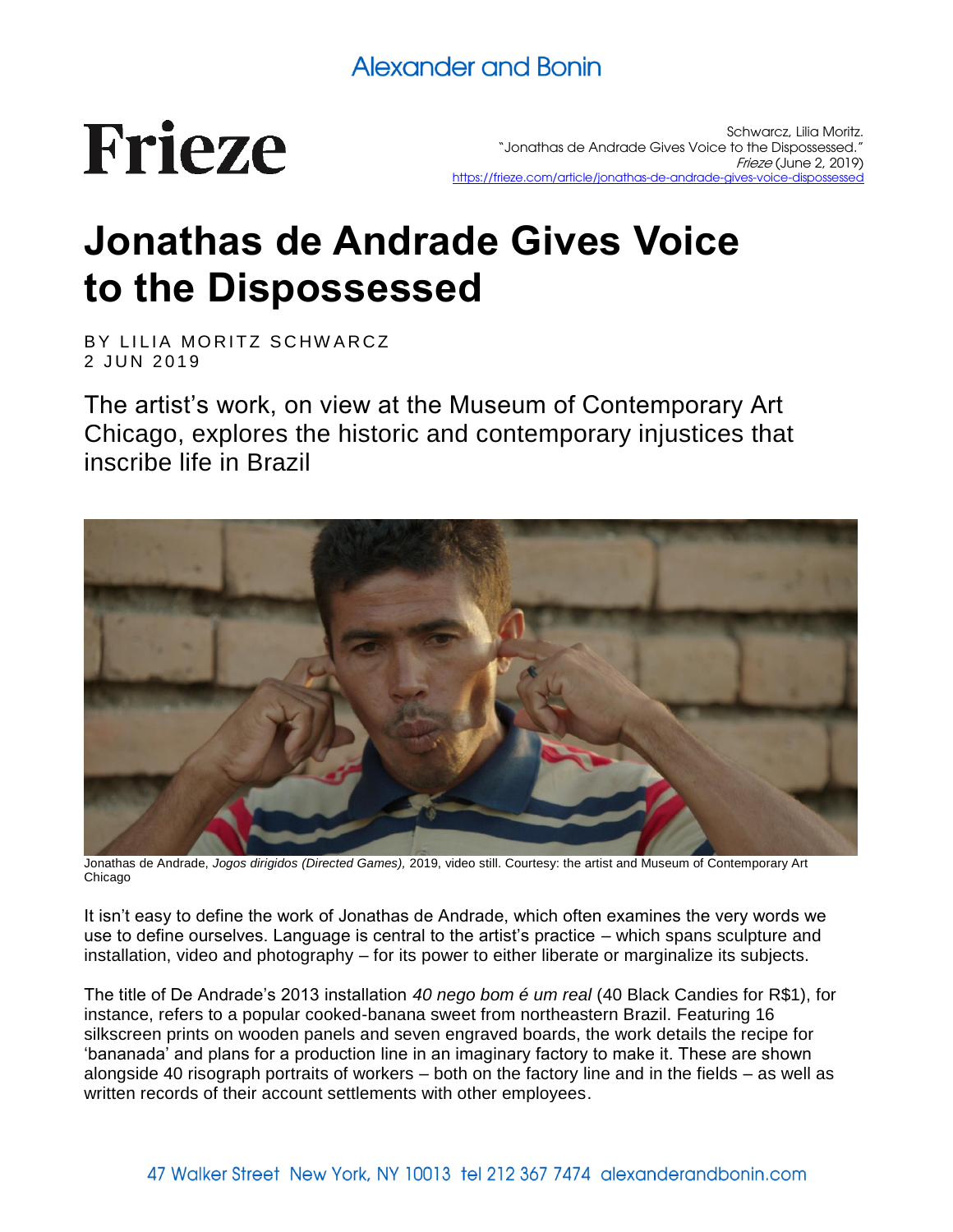Alexander and Bonin

Frieze

Schwarcz, Lilia Moritz.
"Jonathas de Andrade Gives Voice to the Dispossessed."
*Frieze* (June 2, 2019)
https://frieze.com/article/jonathas-de-andrade-gives-voice-dispossessed

# Jonathas de Andrade Gives Voice to the Dispossessed

BY LILIA MORITZ SCHWARCZ
2 JUN 2019

## The artist's work, on view at the Museum of Contemporary Art Chicago, explores the historic and contemporary injustices that inscribe life in Brazil

Jonathas de Andrade, *Jogos dirigidos (Directed Games),* 2019, video still. Courtesy: the artist and Museum of Contemporary Art Chicago

It isn't easy to define the work of Jonathas de Andrade, which often examines the very words we use to define ourselves. Language is central to the artist's practice – which spans sculpture and installation, video and photography – for its power to either liberate or marginalize its subjects.

The title of De Andrade's 2013 installation *40 nego bom é um real* (40 Black Candies for R$1), for instance, refers to a popular cooked-banana sweet from northeastern Brazil. Featuring 16 silkscreen prints on wooden panels and seven engraved boards, the work details the recipe for 'bananada' and plans for a production line in an imaginary factory to make it. These are shown alongside 40 risograph portraits of workers – both on the factory line and in the fields – as well as written records of their account settlements with other employees.

47 Walker Street New York, NY 10013 tel 212 367 7474 alexanderandbonin.com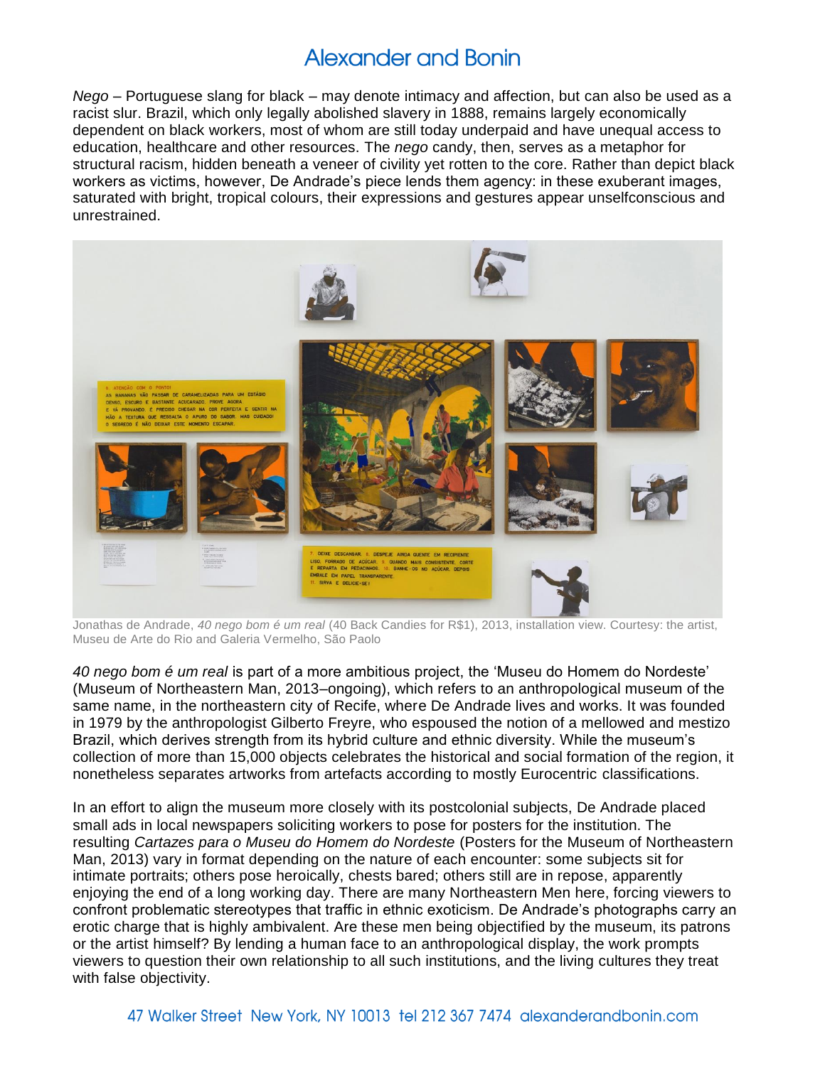*Nego* – Portuguese slang for black – may denote intimacy and affection, but can also be used as a racist slur. Brazil, which only legally abolished slavery in 1888, remains largely economically dependent on black workers, most of whom are still today underpaid and have unequal access to education, healthcare and other resources. The *nego* candy, then, serves as a metaphor for structural racism, hidden beneath a veneer of civility yet rotten to the core. Rather than depict black workers as victims, however, De Andrade's piece lends them agency: in these exuberant images, saturated with bright, tropical colours, their expressions and gestures appear unselfconscious and unrestrained.

Jonathas de Andrade, *40 nego bom é um real* (40 Back Candies for R$1), 2013, installation view. Courtesy: the artist, Museu de Arte do Rio and Galeria Vermelho, São Paolo

*40 nego bom é um real* is part of a more ambitious project, the 'Museu do Homem do Nordeste' (Museum of Northeastern Man, 2013–ongoing), which refers to an anthropological museum of the same name, in the northeastern city of Recife, where De Andrade lives and works. It was founded in 1979 by the anthropologist Gilberto Freyre, who espoused the notion of a mellowed and mestizo Brazil, which derives strength from its hybrid culture and ethnic diversity. While the museum's collection of more than 15,000 objects celebrates the historical and social formation of the region, it nonetheless separates artworks from artefacts according to mostly Eurocentric classifications.

In an effort to align the museum more closely with its postcolonial subjects, De Andrade placed small ads in local newspapers soliciting workers to pose for posters for the institution. The resulting *Cartazes para o Museu do Homem do Nordeste* (Posters for the Museum of Northeastern Man, 2013) vary in format depending on the nature of each encounter: some subjects sit for intimate portraits; others pose heroically, chests bared; others still are in repose, apparently enjoying the end of a long working day. There are many Northeastern Men here, forcing viewers to confront problematic stereotypes that traffic in ethnic exoticism. De Andrade's photographs carry an erotic charge that is highly ambivalent. Are these men being objectified by the museum, its patrons or the artist himself? By lending a human face to an anthropological display, the work prompts viewers to question their own relationship to all such institutions, and the living cultures they treat with false objectivity.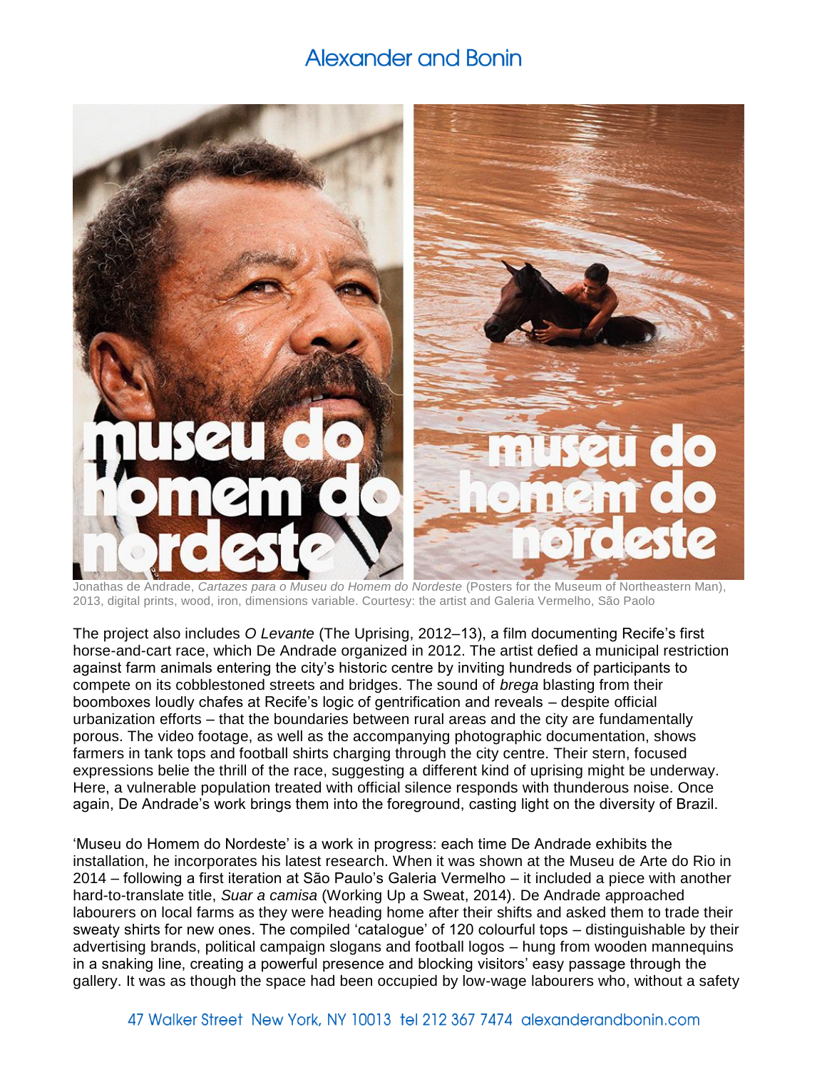Jonathas de Andrade, *Cartazes para o Museu do Homem do Nordeste* (Posters for the Museum of Northeastern Man), 2013, digital prints, wood, iron, dimensions variable. Courtesy: the artist and Galeria Vermelho, São Paolo

The project also includes *O Levante* (The Uprising, 2012–13), a film documenting Recife's first horse-and-cart race, which De Andrade organized in 2012. The artist defied a municipal restriction against farm animals entering the city's historic centre by inviting hundreds of participants to compete on its cobblestoned streets and bridges. The sound of *brega* blasting from their boomboxes loudly chafes at Recife's logic of gentrification and reveals – despite official urbanization efforts – that the boundaries between rural areas and the city are fundamentally porous. The video footage, as well as the accompanying photographic documentation, shows farmers in tank tops and football shirts charging through the city centre. Their stern, focused expressions belie the thrill of the race, suggesting a different kind of uprising might be underway. Here, a vulnerable population treated with official silence responds with thunderous noise. Once again, De Andrade's work brings them into the foreground, casting light on the diversity of Brazil.

'Museu do Homem do Nordeste' is a work in progress: each time De Andrade exhibits the installation, he incorporates his latest research. When it was shown at the Museu de Arte do Rio in 2014 – following a first iteration at São Paulo's Galeria Vermelho – it included a piece with another hard-to-translate title, *Suar a camisa* (Working Up a Sweat, 2014). De Andrade approached labourers on local farms as they were heading home after their shifts and asked them to trade their sweaty shirts for new ones. The compiled 'catalogue' of 120 colourful tops – distinguishable by their advertising brands, political campaign slogans and football logos – hung from wooden mannequins in a snaking line, creating a powerful presence and blocking visitors' easy passage through the gallery. It was as though the space had been occupied by low-wage labourers who, without a safety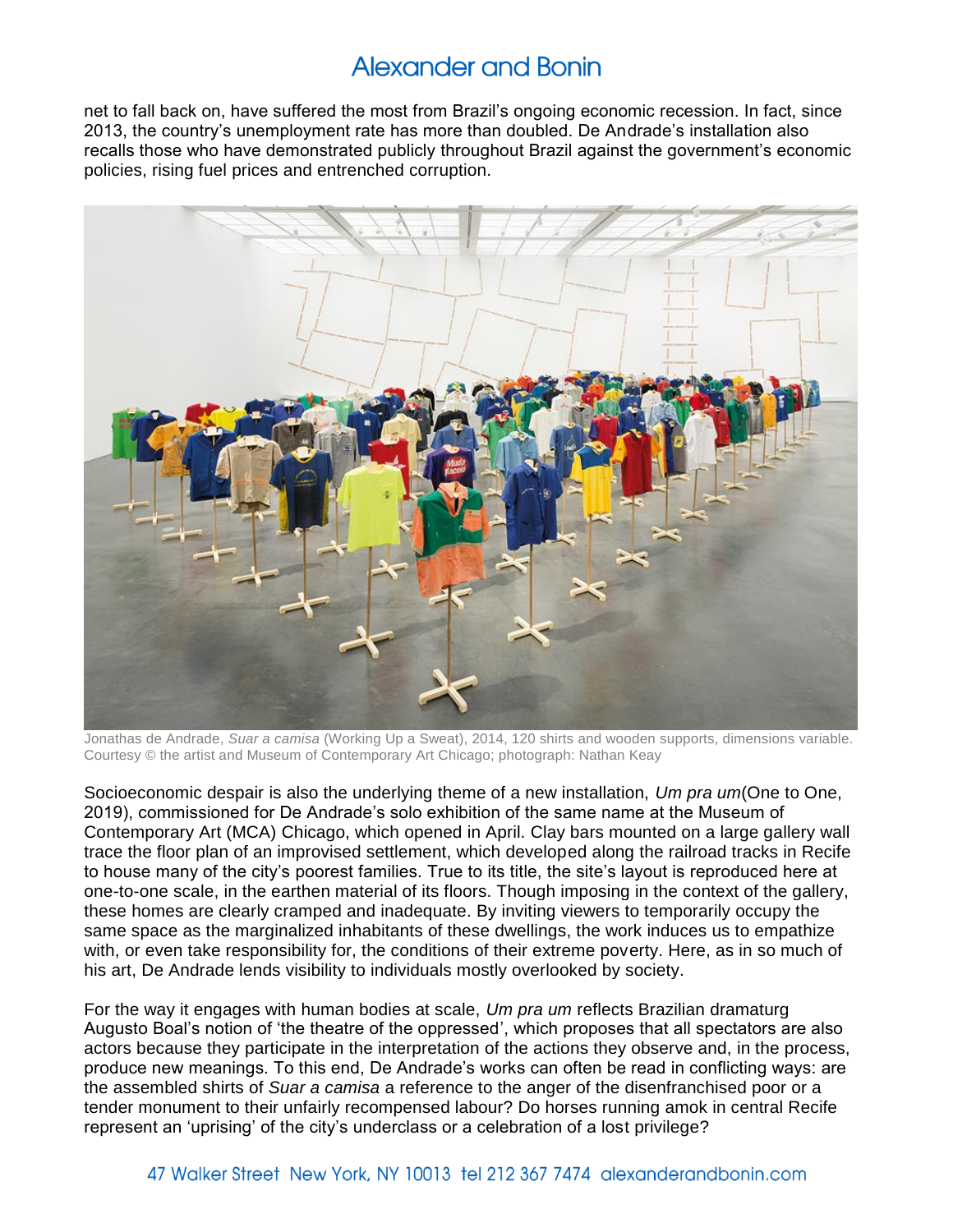net to fall back on, have suffered the most from Brazil's ongoing economic recession. In fact, since 2013, the country's unemployment rate has more than doubled. De Andrade's installation also recalls those who have demonstrated publicly throughout Brazil against the government's economic policies, rising fuel prices and entrenched corruption.

Jonathas de Andrade, *Suar a camisa* (Working Up a Sweat), 2014, 120 shirts and wooden supports, dimensions variable. Courtesy © the artist and Museum of Contemporary Art Chicago; photograph: Nathan Keay

Socioeconomic despair is also the underlying theme of a new installation, *Um pra um*(One to One, 2019), commissioned for De Andrade's solo exhibition of the same name at the Museum of Contemporary Art (MCA) Chicago, which opened in April. Clay bars mounted on a large gallery wall trace the floor plan of an improvised settlement, which developed along the railroad tracks in Recife to house many of the city's poorest families. True to its title, the site's layout is reproduced here at one-to-one scale, in the earthen material of its floors. Though imposing in the context of the gallery, these homes are clearly cramped and inadequate. By inviting viewers to temporarily occupy the same space as the marginalized inhabitants of these dwellings, the work induces us to empathize with, or even take responsibility for, the conditions of their extreme poverty. Here, as in so much of his art, De Andrade lends visibility to individuals mostly overlooked by society.

For the way it engages with human bodies at scale, *Um pra um* reflects Brazilian dramaturg Augusto Boal's notion of 'the theatre of the oppressed', which proposes that all spectators are also actors because they participate in the interpretation of the actions they observe and, in the process, produce new meanings. To this end, De Andrade's works can often be read in conflicting ways: are the assembled shirts of *Suar a camisa* a reference to the anger of the disenfranchised poor or a tender monument to their unfairly recompensed labour? Do horses running amok in central Recife represent an 'uprising' of the city's underclass or a celebration of a lost privilege?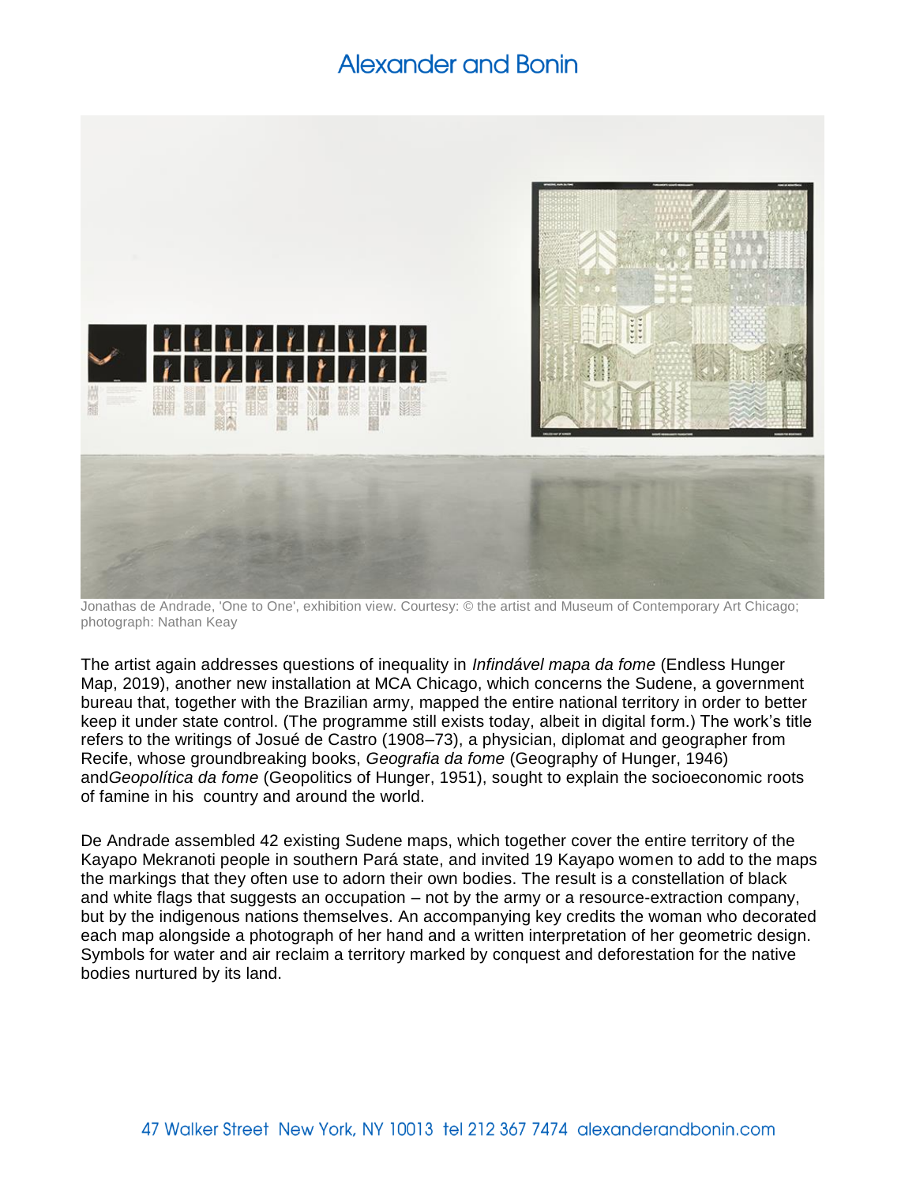Jonathas de Andrade, 'One to One', exhibition view. Courtesy: © the artist and Museum of Contemporary Art Chicago; photograph: Nathan Keay

The artist again addresses questions of inequality in *Infindável mapa da fome* (Endless Hunger Map, 2019), another new installation at MCA Chicago, which concerns the Sudene, a government bureau that, together with the Brazilian army, mapped the entire national territory in order to better keep it under state control. (The programme still exists today, albeit in digital form.) The work's title refers to the writings of Josué de Castro (1908–73), a physician, diplomat and geographer from Recife, whose groundbreaking books, *Geografia da fome* (Geography of Hunger, 1946) and*Geopolítica da fome* (Geopolitics of Hunger, 1951), sought to explain the socioeconomic roots of famine in his country and around the world.

De Andrade assembled 42 existing Sudene maps, which together cover the entire territory of the Kayapo Mekranoti people in southern Pará state, and invited 19 Kayapo women to add to the maps the markings that they often use to adorn their own bodies. The result is a constellation of black and white flags that suggests an occupation – not by the army or a resource-extraction company, but by the indigenous nations themselves. An accompanying key credits the woman who decorated each map alongside a photograph of her hand and a written interpretation of her geometric design. Symbols for water and air reclaim a territory marked by conquest and deforestation for the native bodies nurtured by its land.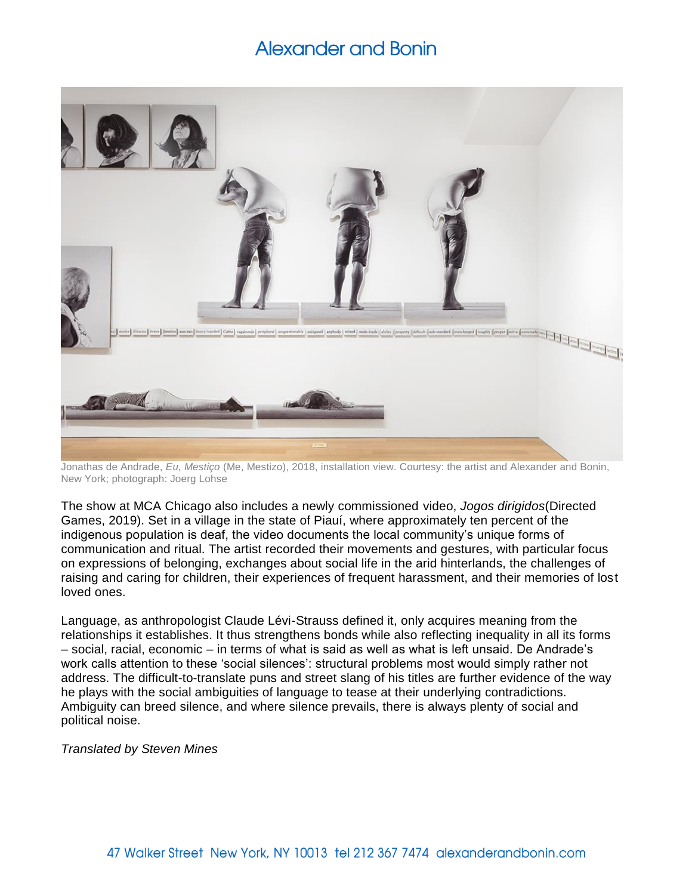Jonathas de Andrade, *Eu, Mestiço* (Me, Mestizo), 2018, installation view. Courtesy: the artist and Alexander and Bonin, New York; photograph: Joerg Lohse

The show at MCA Chicago also includes a newly commissioned video, *Jogos dirigidos*(Directed Games, 2019). Set in a village in the state of Piauí, where approximately ten percent of the indigenous population is deaf, the video documents the local community's unique forms of communication and ritual. The artist recorded their movements and gestures, with particular focus on expressions of belonging, exchanges about social life in the arid hinterlands, the challenges of raising and caring for children, their experiences of frequent harassment, and their memories of lost loved ones.

Language, as anthropologist Claude Lévi-Strauss defined it, only acquires meaning from the relationships it establishes. It thus strengthens bonds while also reflecting inequality in all its forms – social, racial, economic – in terms of what is said as well as what is left unsaid. De Andrade's work calls attention to these 'social silences': structural problems most would simply rather not address. The difficult-to-translate puns and street slang of his titles are further evidence of the way he plays with the social ambiguities of language to tease at their underlying contradictions. Ambiguity can breed silence, and where silence prevails, there is always plenty of social and political noise.

*Translated by Steven Mines*